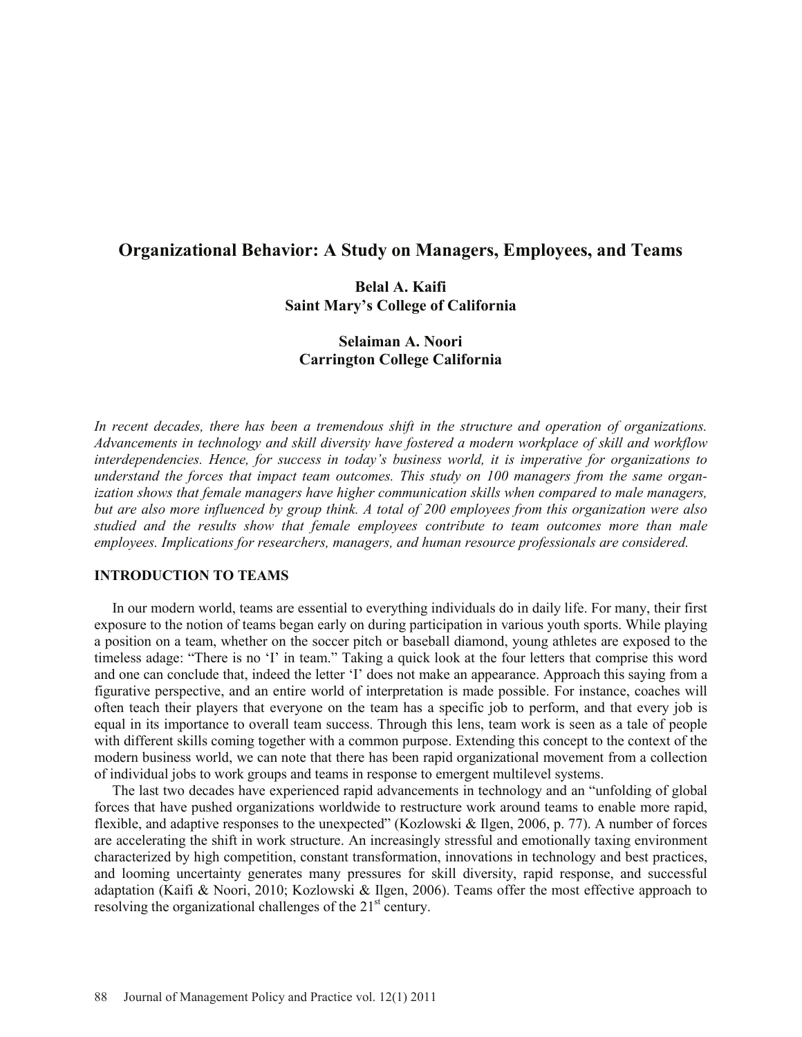# Organizational Behavior: A Study on Managers, Employees, and Teams

**Belal A. Kaifi**
**Saint Mary's College of California**

**Selaiman A. Noori**
**Carrington College California**

*In recent decades, there has been a tremendous shift in the structure and operation of organizations. Advancements in technology and skill diversity have fostered a modern workplace of skill and workflow interdependencies. Hence, for success in today's business world, it is imperative for organizations to understand the forces that impact team outcomes. This study on 100 managers from the same organization shows that female managers have higher communication skills when compared to male managers, but are also more influenced by group think. A total of 200 employees from this organization were also studied and the results show that female employees contribute to team outcomes more than male employees. Implications for researchers, managers, and human resource professionals are considered.*

## INTRODUCTION TO TEAMS

In our modern world, teams are essential to everything individuals do in daily life. For many, their first exposure to the notion of teams began early on during participation in various youth sports. While playing a position on a team, whether on the soccer pitch or baseball diamond, young athletes are exposed to the timeless adage: "There is no 'I' in team." Taking a quick look at the four letters that comprise this word and one can conclude that, indeed the letter 'I' does not make an appearance. Approach this saying from a figurative perspective, and an entire world of interpretation is made possible. For instance, coaches will often teach their players that everyone on the team has a specific job to perform, and that every job is equal in its importance to overall team success. Through this lens, team work is seen as a tale of people with different skills coming together with a common purpose. Extending this concept to the context of the modern business world, we can note that there has been rapid organizational movement from a collection of individual jobs to work groups and teams in response to emergent multilevel systems.

The last two decades have experienced rapid advancements in technology and an "unfolding of global forces that have pushed organizations worldwide to restructure work around teams to enable more rapid, flexible, and adaptive responses to the unexpected" (Kozlowski & Ilgen, 2006, p. 77). A number of forces are accelerating the shift in work structure. An increasingly stressful and emotionally taxing environment characterized by high competition, constant transformation, innovations in technology and best practices, and looming uncertainty generates many pressures for skill diversity, rapid response, and successful adaptation (Kaifi & Noori, 2010; Kozlowski & Ilgen, 2006). Teams offer the most effective approach to resolving the organizational challenges of the 21st century.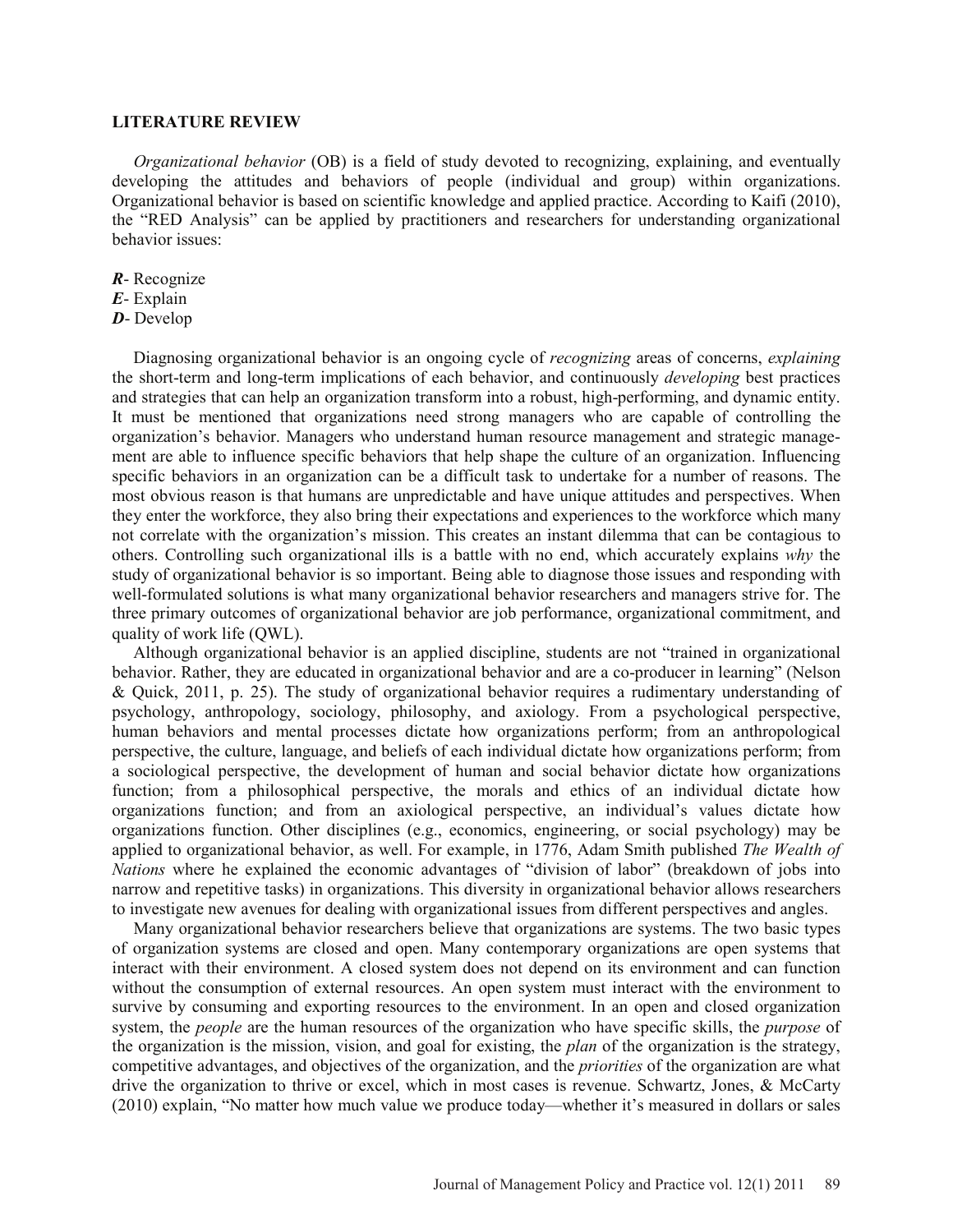## LITERATURE REVIEW

*Organizational behavior* (OB) is a field of study devoted to recognizing, explaining, and eventually developing the attitudes and behaviors of people (individual and group) within organizations. Organizational behavior is based on scientific knowledge and applied practice. According to Kaifi (2010), the "RED Analysis" can be applied by practitioners and researchers for understanding organizational behavior issues:

***R***- Recognize
***E***- Explain
***D***- Develop

Diagnosing organizational behavior is an ongoing cycle of *recognizing* areas of concerns, *explaining* the short-term and long-term implications of each behavior, and continuously *developing* best practices and strategies that can help an organization transform into a robust, high-performing, and dynamic entity. It must be mentioned that organizations need strong managers who are capable of controlling the organization's behavior. Managers who understand human resource management and strategic management are able to influence specific behaviors that help shape the culture of an organization. Influencing specific behaviors in an organization can be a difficult task to undertake for a number of reasons. The most obvious reason is that humans are unpredictable and have unique attitudes and perspectives. When they enter the workforce, they also bring their expectations and experiences to the workforce which many not correlate with the organization's mission. This creates an instant dilemma that can be contagious to others. Controlling such organizational ills is a battle with no end, which accurately explains *why* the study of organizational behavior is so important. Being able to diagnose those issues and responding with well-formulated solutions is what many organizational behavior researchers and managers strive for. The three primary outcomes of organizational behavior are job performance, organizational commitment, and quality of work life (QWL).

Although organizational behavior is an applied discipline, students are not "trained in organizational behavior. Rather, they are educated in organizational behavior and are a co-producer in learning" (Nelson & Quick, 2011, p. 25). The study of organizational behavior requires a rudimentary understanding of psychology, anthropology, sociology, philosophy, and axiology. From a psychological perspective, human behaviors and mental processes dictate how organizations perform; from an anthropological perspective, the culture, language, and beliefs of each individual dictate how organizations perform; from a sociological perspective, the development of human and social behavior dictate how organizations function; from a philosophical perspective, the morals and ethics of an individual dictate how organizations function; and from an axiological perspective, an individual's values dictate how organizations function. Other disciplines (e.g., economics, engineering, or social psychology) may be applied to organizational behavior, as well. For example, in 1776, Adam Smith published *The Wealth of Nations* where he explained the economic advantages of "division of labor" (breakdown of jobs into narrow and repetitive tasks) in organizations. This diversity in organizational behavior allows researchers to investigate new avenues for dealing with organizational issues from different perspectives and angles.

Many organizational behavior researchers believe that organizations are systems. The two basic types of organization systems are closed and open. Many contemporary organizations are open systems that interact with their environment. A closed system does not depend on its environment and can function without the consumption of external resources. An open system must interact with the environment to survive by consuming and exporting resources to the environment. In an open and closed organization system, the *people* are the human resources of the organization who have specific skills, the *purpose* of the organization is the mission, vision, and goal for existing, the *plan* of the organization is the strategy, competitive advantages, and objectives of the organization, and the *priorities* of the organization are what drive the organization to thrive or excel, which in most cases is revenue. Schwartz, Jones, & McCarty (2010) explain, "No matter how much value we produce today—whether it's measured in dollars or sales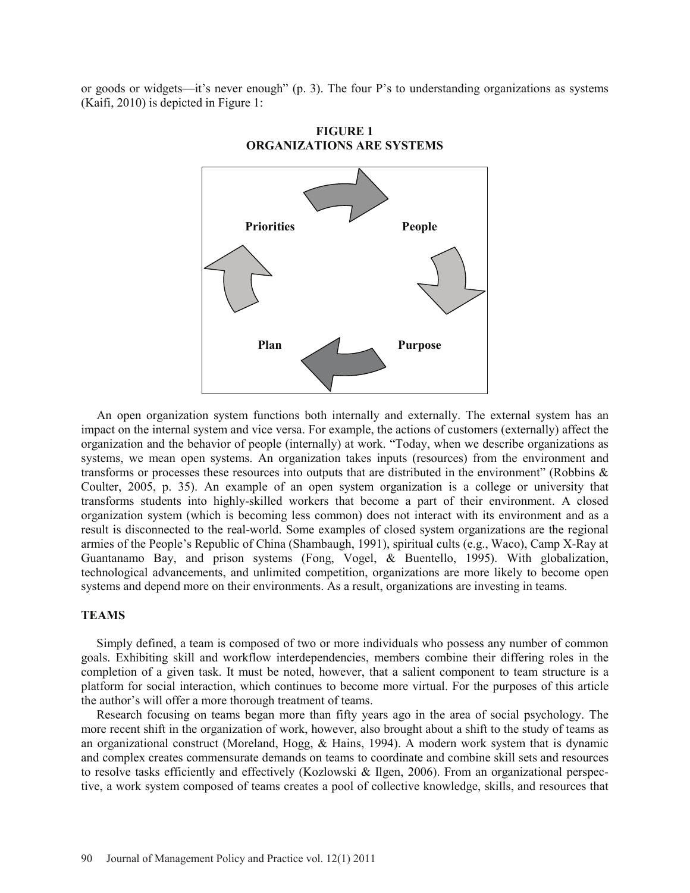or goods or widgets—it's never enough" (p. 3). The four P's to understanding organizations as systems (Kaifi, 2010) is depicted in Figure 1:

**FIGURE 1**
**ORGANIZATIONS ARE SYSTEMS**

Priorities → People → Purpose → Plan → Priorities

An open organization system functions both internally and externally. The external system has an impact on the internal system and vice versa. For example, the actions of customers (externally) affect the organization and the behavior of people (internally) at work. "Today, when we describe organizations as systems, we mean open systems. An organization takes inputs (resources) from the environment and transforms or processes these resources into outputs that are distributed in the environment" (Robbins & Coulter, 2005, p. 35). An example of an open system organization is a college or university that transforms students into highly-skilled workers that become a part of their environment. A closed organization system (which is becoming less common) does not interact with its environment and as a result is disconnected to the real-world. Some examples of closed system organizations are the regional armies of the People's Republic of China (Shambaugh, 1991), spiritual cults (e.g., Waco), Camp X-Ray at Guantanamo Bay, and prison systems (Fong, Vogel, & Buentello, 1995). With globalization, technological advancements, and unlimited competition, organizations are more likely to become open systems and depend more on their environments. As a result, organizations are investing in teams.

## TEAMS

Simply defined, a team is composed of two or more individuals who possess any number of common goals. Exhibiting skill and workflow interdependencies, members combine their differing roles in the completion of a given task. It must be noted, however, that a salient component to team structure is a platform for social interaction, which continues to become more virtual. For the purposes of this article the author's will offer a more thorough treatment of teams.

Research focusing on teams began more than fifty years ago in the area of social psychology. The more recent shift in the organization of work, however, also brought about a shift to the study of teams as an organizational construct (Moreland, Hogg, & Hains, 1994). A modern work system that is dynamic and complex creates commensurate demands on teams to coordinate and combine skill sets and resources to resolve tasks efficiently and effectively (Kozlowski & Ilgen, 2006). From an organizational perspective, a work system composed of teams creates a pool of collective knowledge, skills, and resources that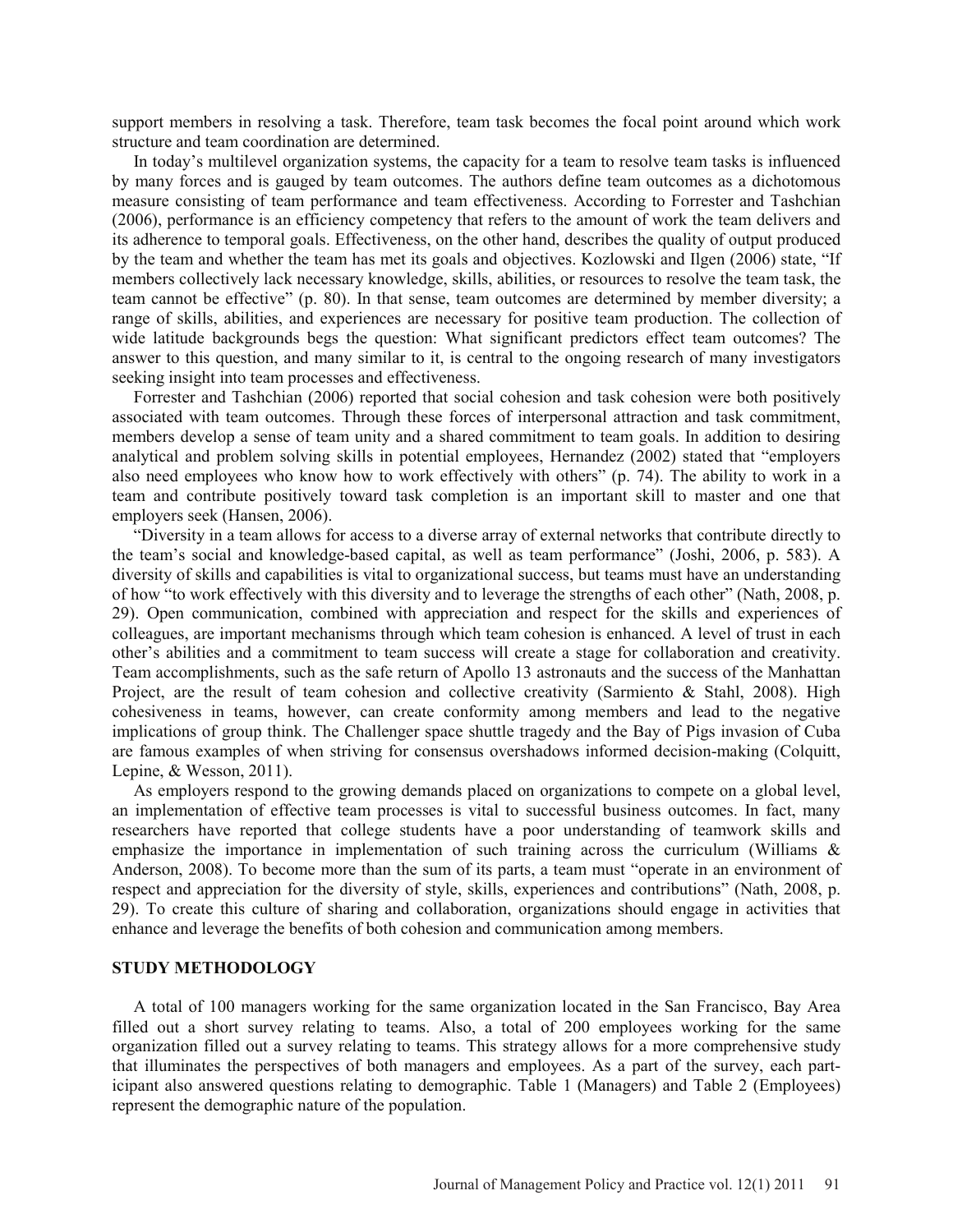support members in resolving a task. Therefore, team task becomes the focal point around which work structure and team coordination are determined.

In today's multilevel organization systems, the capacity for a team to resolve team tasks is influenced by many forces and is gauged by team outcomes. The authors define team outcomes as a dichotomous measure consisting of team performance and team effectiveness. According to Forrester and Tashchian (2006), performance is an efficiency competency that refers to the amount of work the team delivers and its adherence to temporal goals. Effectiveness, on the other hand, describes the quality of output produced by the team and whether the team has met its goals and objectives. Kozlowski and Ilgen (2006) state, "If members collectively lack necessary knowledge, skills, abilities, or resources to resolve the team task, the team cannot be effective" (p. 80). In that sense, team outcomes are determined by member diversity; a range of skills, abilities, and experiences are necessary for positive team production. The collection of wide latitude backgrounds begs the question: What significant predictors effect team outcomes? The answer to this question, and many similar to it, is central to the ongoing research of many investigators seeking insight into team processes and effectiveness.

Forrester and Tashchian (2006) reported that social cohesion and task cohesion were both positively associated with team outcomes. Through these forces of interpersonal attraction and task commitment, members develop a sense of team unity and a shared commitment to team goals. In addition to desiring analytical and problem solving skills in potential employees, Hernandez (2002) stated that "employers also need employees who know how to work effectively with others" (p. 74). The ability to work in a team and contribute positively toward task completion is an important skill to master and one that employers seek (Hansen, 2006).

"Diversity in a team allows for access to a diverse array of external networks that contribute directly to the team's social and knowledge-based capital, as well as team performance" (Joshi, 2006, p. 583). A diversity of skills and capabilities is vital to organizational success, but teams must have an understanding of how "to work effectively with this diversity and to leverage the strengths of each other" (Nath, 2008, p. 29). Open communication, combined with appreciation and respect for the skills and experiences of colleagues, are important mechanisms through which team cohesion is enhanced. A level of trust in each other's abilities and a commitment to team success will create a stage for collaboration and creativity. Team accomplishments, such as the safe return of Apollo 13 astronauts and the success of the Manhattan Project, are the result of team cohesion and collective creativity (Sarmiento & Stahl, 2008). High cohesiveness in teams, however, can create conformity among members and lead to the negative implications of group think. The Challenger space shuttle tragedy and the Bay of Pigs invasion of Cuba are famous examples of when striving for consensus overshadows informed decision-making (Colquitt, Lepine, & Wesson, 2011).

As employers respond to the growing demands placed on organizations to compete on a global level, an implementation of effective team processes is vital to successful business outcomes. In fact, many researchers have reported that college students have a poor understanding of teamwork skills and emphasize the importance in implementation of such training across the curriculum (Williams & Anderson, 2008). To become more than the sum of its parts, a team must "operate in an environment of respect and appreciation for the diversity of style, skills, experiences and contributions" (Nath, 2008, p. 29). To create this culture of sharing and collaboration, organizations should engage in activities that enhance and leverage the benefits of both cohesion and communication among members.

## STUDY METHODOLOGY

A total of 100 managers working for the same organization located in the San Francisco, Bay Area filled out a short survey relating to teams. Also, a total of 200 employees working for the same organization filled out a survey relating to teams. This strategy allows for a more comprehensive study that illuminates the perspectives of both managers and employees. As a part of the survey, each participant also answered questions relating to demographic. Table 1 (Managers) and Table 2 (Employees) represent the demographic nature of the population.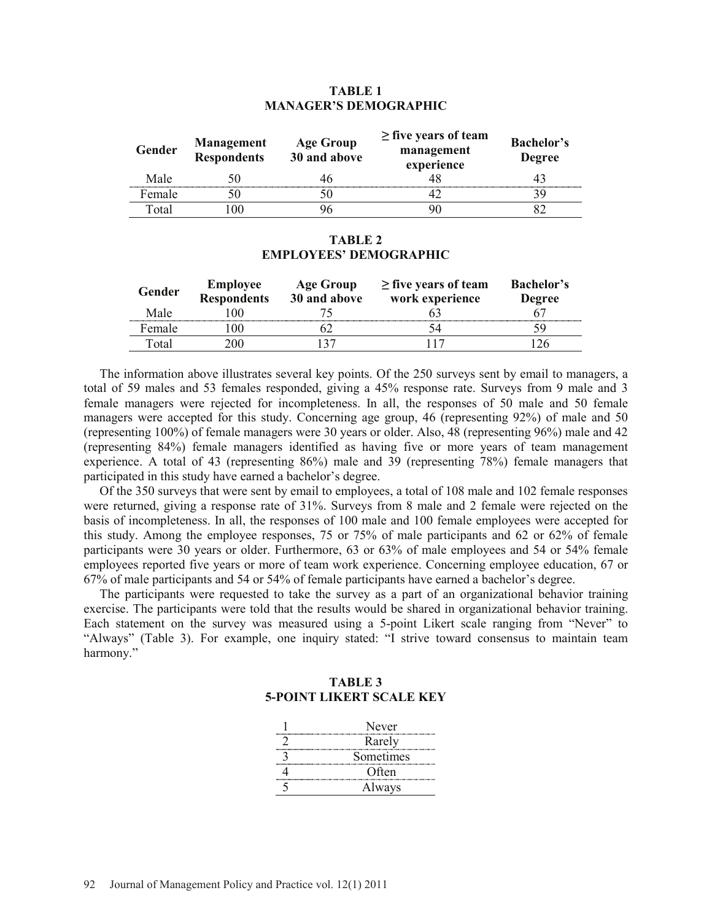**TABLE 1**
**MANAGER'S DEMOGRAPHIC**

| Gender | Management Respondents | Age Group 30 and above | ≥ five years of team management experience | Bachelor's Degree |
|---|---|---|---|---|
| Male | 50 | 46 | 48 | 43 |
| Female | 50 | 50 | 42 | 39 |
| Total | 100 | 96 | 90 | 82 |

**TABLE 2**
**EMPLOYEES' DEMOGRAPHIC**

| Gender | Employee Respondents | Age Group 30 and above | ≥ five years of team work experience | Bachelor's Degree |
|---|---|---|---|---|
| Male | 100 | 75 | 63 | 67 |
| Female | 100 | 62 | 54 | 59 |
| Total | 200 | 137 | 117 | 126 |

The information above illustrates several key points. Of the 250 surveys sent by email to managers, a total of 59 males and 53 females responded, giving a 45% response rate. Surveys from 9 male and 3 female managers were rejected for incompleteness. In all, the responses of 50 male and 50 female managers were accepted for this study. Concerning age group, 46 (representing 92%) of male and 50 (representing 100%) of female managers were 30 years or older. Also, 48 (representing 96%) male and 42 (representing 84%) female managers identified as having five or more years of team management experience. A total of 43 (representing 86%) male and 39 (representing 78%) female managers that participated in this study have earned a bachelor's degree.

Of the 350 surveys that were sent by email to employees, a total of 108 male and 102 female responses were returned, giving a response rate of 31%. Surveys from 8 male and 2 female were rejected on the basis of incompleteness. In all, the responses of 100 male and 100 female employees were accepted for this study. Among the employee responses, 75 or 75% of male participants and 62 or 62% of female participants were 30 years or older. Furthermore, 63 or 63% of male employees and 54 or 54% female employees reported five years or more of team work experience. Concerning employee education, 67 or 67% of male participants and 54 or 54% of female participants have earned a bachelor's degree.

The participants were requested to take the survey as a part of an organizational behavior training exercise. The participants were told that the results would be shared in organizational behavior training. Each statement on the survey was measured using a 5-point Likert scale ranging from "Never" to "Always" (Table 3). For example, one inquiry stated: "I strive toward consensus to maintain team harmony."

**TABLE 3**
**5-POINT LIKERT SCALE KEY**

| | |
|---|---|
| 1 | Never |
| 2 | Rarely |
| 3 | Sometimes |
| 4 | Often |
| 5 | Always |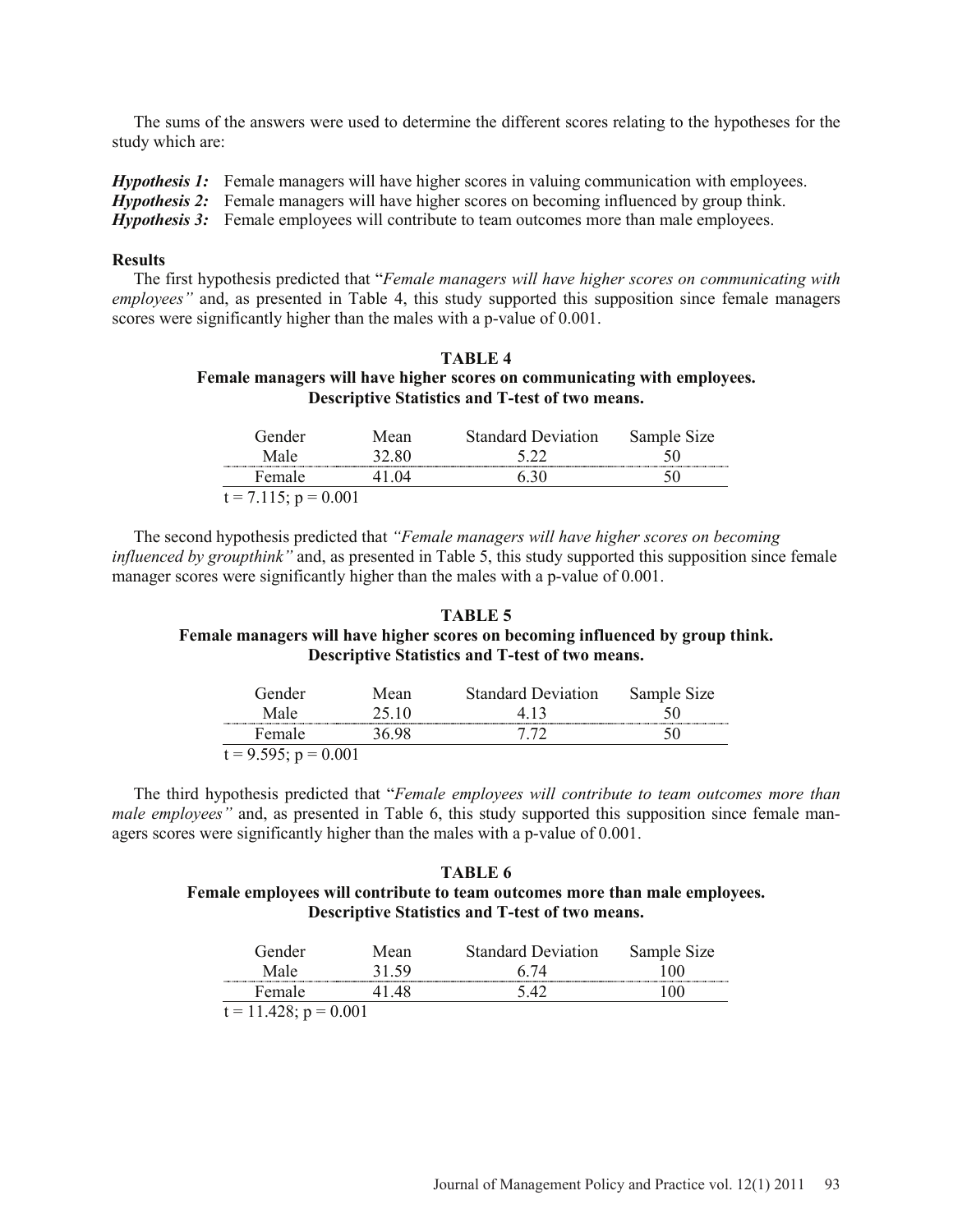The sums of the answers were used to determine the different scores relating to the hypotheses for the study which are:

***Hypothesis 1:*** Female managers will have higher scores in valuing communication with employees.
***Hypothesis 2:*** Female managers will have higher scores on becoming influenced by group think.
***Hypothesis 3:*** Female employees will contribute to team outcomes more than male employees.

**Results**

The first hypothesis predicted that "*Female managers will have higher scores on communicating with employees"* and, as presented in Table 4, this study supported this supposition since female managers scores were significantly higher than the males with a p-value of 0.001.

**TABLE 4**
**Female managers will have higher scores on communicating with employees.**
**Descriptive Statistics and T-test of two means.**

| Gender | Mean | Standard Deviation | Sample Size |
|---|---|---|---|
| Male | 32.80 | 5.22 | 50 |
| Female | 41.04 | 6.30 | 50 |

$t = 7.115$; $p = 0.001$

The second hypothesis predicted that *"Female managers will have higher scores on becoming influenced by groupthink"* and, as presented in Table 5, this study supported this supposition since female manager scores were significantly higher than the males with a p-value of 0.001.

**TABLE 5**
**Female managers will have higher scores on becoming influenced by group think.**
**Descriptive Statistics and T-test of two means.**

| Gender | Mean | Standard Deviation | Sample Size |
|---|---|---|---|
| Male | 25.10 | 4.13 | 50 |
| Female | 36.98 | 7.72 | 50 |

$t = 9.595$; $p = 0.001$

The third hypothesis predicted that "*Female employees will contribute to team outcomes more than male employees"* and, as presented in Table 6, this study supported this supposition since female managers scores were significantly higher than the males with a p-value of 0.001.

**TABLE 6**
**Female employees will contribute to team outcomes more than male employees.**
**Descriptive Statistics and T-test of two means.**

| Gender | Mean | Standard Deviation | Sample Size |
|---|---|---|---|
| Male | 31.59 | 6.74 | 100 |
| Female | 41.48 | 5.42 | 100 |

$t = 11.428$; $p = 0.001$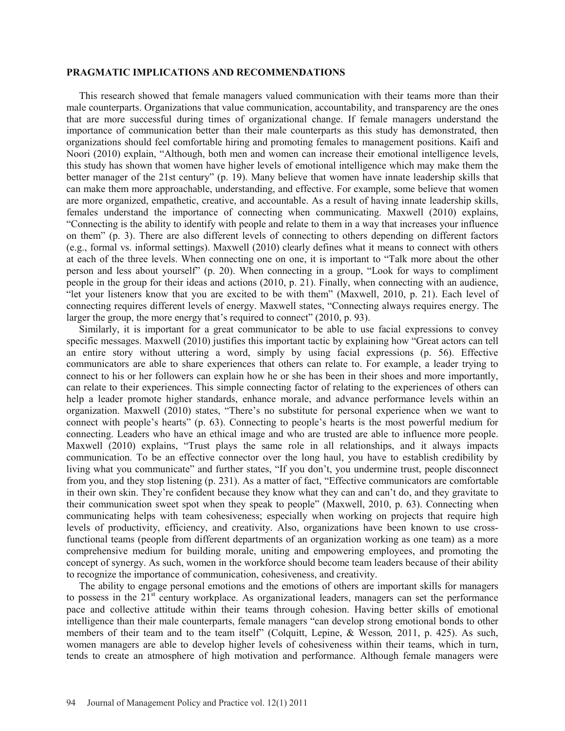## PRAGMATIC IMPLICATIONS AND RECOMMENDATIONS

This research showed that female managers valued communication with their teams more than their male counterparts. Organizations that value communication, accountability, and transparency are the ones that are more successful during times of organizational change. If female managers understand the importance of communication better than their male counterparts as this study has demonstrated, then organizations should feel comfortable hiring and promoting females to management positions. Kaifi and Noori (2010) explain, "Although, both men and women can increase their emotional intelligence levels, this study has shown that women have higher levels of emotional intelligence which may make them the better manager of the 21st century" (p. 19). Many believe that women have innate leadership skills that can make them more approachable, understanding, and effective. For example, some believe that women are more organized, empathetic, creative, and accountable. As a result of having innate leadership skills, females understand the importance of connecting when communicating. Maxwell (2010) explains, "Connecting is the ability to identify with people and relate to them in a way that increases your influence on them" (p. 3). There are also different levels of connecting to others depending on different factors (e.g., formal vs. informal settings). Maxwell (2010) clearly defines what it means to connect with others at each of the three levels. When connecting one on one, it is important to "Talk more about the other person and less about yourself" (p. 20). When connecting in a group, "Look for ways to compliment people in the group for their ideas and actions (2010, p. 21). Finally, when connecting with an audience, "let your listeners know that you are excited to be with them" (Maxwell, 2010, p. 21). Each level of connecting requires different levels of energy. Maxwell states, "Connecting always requires energy. The larger the group, the more energy that's required to connect" (2010, p. 93).

Similarly, it is important for a great communicator to be able to use facial expressions to convey specific messages. Maxwell (2010) justifies this important tactic by explaining how "Great actors can tell an entire story without uttering a word, simply by using facial expressions (p. 56). Effective communicators are able to share experiences that others can relate to. For example, a leader trying to connect to his or her followers can explain how he or she has been in their shoes and more importantly, can relate to their experiences. This simple connecting factor of relating to the experiences of others can help a leader promote higher standards, enhance morale, and advance performance levels within an organization. Maxwell (2010) states, "There's no substitute for personal experience when we want to connect with people's hearts" (p. 63). Connecting to people's hearts is the most powerful medium for connecting. Leaders who have an ethical image and who are trusted are able to influence more people. Maxwell (2010) explains, "Trust plays the same role in all relationships, and it always impacts communication. To be an effective connector over the long haul, you have to establish credibility by living what you communicate" and further states, "If you don't, you undermine trust, people disconnect from you, and they stop listening (p. 231). As a matter of fact, "Effective communicators are comfortable in their own skin. They're confident because they know what they can and can't do, and they gravitate to their communication sweet spot when they speak to people" (Maxwell, 2010, p. 63). Connecting when communicating helps with team cohesiveness; especially when working on projects that require high levels of productivity, efficiency, and creativity. Also, organizations have been known to use cross-functional teams (people from different departments of an organization working as one team) as a more comprehensive medium for building morale, uniting and empowering employees, and promoting the concept of synergy. As such, women in the workforce should become team leaders because of their ability to recognize the importance of communication, cohesiveness, and creativity.

The ability to engage personal emotions and the emotions of others are important skills for managers to possess in the 21st century workplace. As organizational leaders, managers can set the performance pace and collective attitude within their teams through cohesion. Having better skills of emotional intelligence than their male counterparts, female managers "can develop strong emotional bonds to other members of their team and to the team itself" (Colquitt, Lepine, & Wesson*,* 2011, p. 425). As such, women managers are able to develop higher levels of cohesiveness within their teams, which in turn, tends to create an atmosphere of high motivation and performance. Although female managers were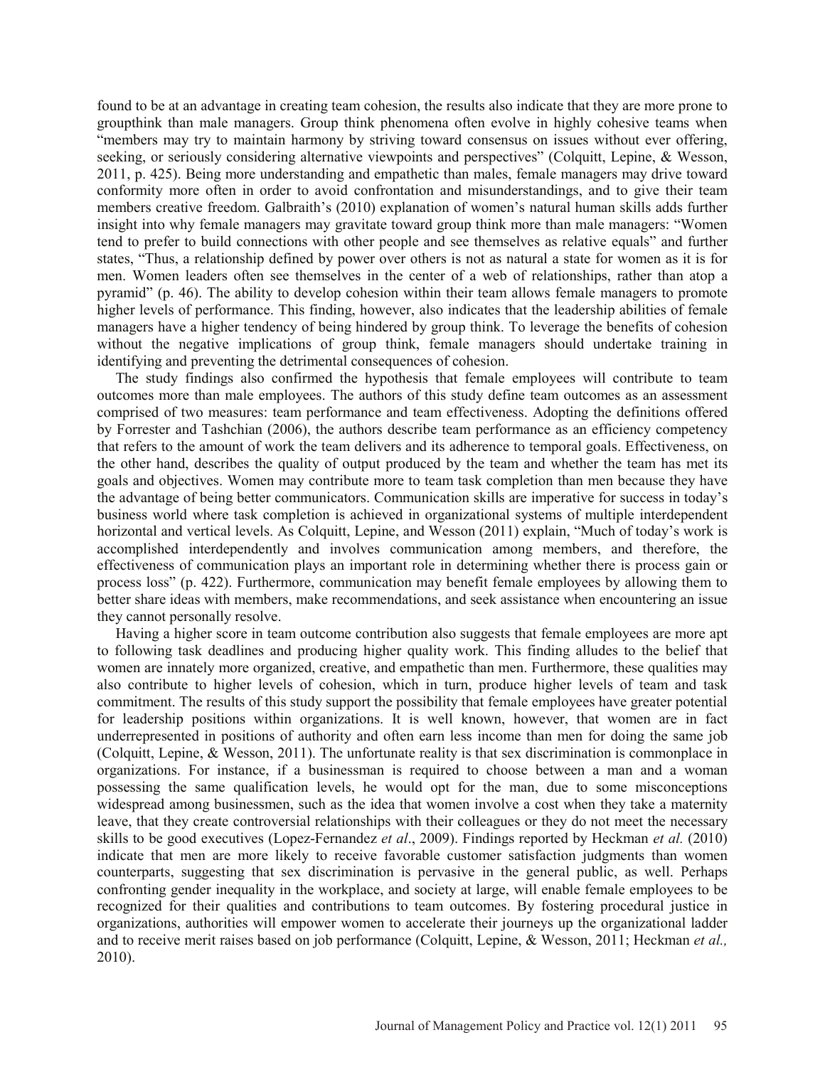found to be at an advantage in creating team cohesion, the results also indicate that they are more prone to groupthink than male managers. Group think phenomena often evolve in highly cohesive teams when "members may try to maintain harmony by striving toward consensus on issues without ever offering, seeking, or seriously considering alternative viewpoints and perspectives" (Colquitt, Lepine, & Wesson, 2011, p. 425). Being more understanding and empathetic than males, female managers may drive toward conformity more often in order to avoid confrontation and misunderstandings, and to give their team members creative freedom. Galbraith's (2010) explanation of women's natural human skills adds further insight into why female managers may gravitate toward group think more than male managers: "Women tend to prefer to build connections with other people and see themselves as relative equals" and further states, "Thus, a relationship defined by power over others is not as natural a state for women as it is for men. Women leaders often see themselves in the center of a web of relationships, rather than atop a pyramid" (p. 46). The ability to develop cohesion within their team allows female managers to promote higher levels of performance. This finding, however, also indicates that the leadership abilities of female managers have a higher tendency of being hindered by group think. To leverage the benefits of cohesion without the negative implications of group think, female managers should undertake training in identifying and preventing the detrimental consequences of cohesion.

The study findings also confirmed the hypothesis that female employees will contribute to team outcomes more than male employees. The authors of this study define team outcomes as an assessment comprised of two measures: team performance and team effectiveness. Adopting the definitions offered by Forrester and Tashchian (2006), the authors describe team performance as an efficiency competency that refers to the amount of work the team delivers and its adherence to temporal goals. Effectiveness, on the other hand, describes the quality of output produced by the team and whether the team has met its goals and objectives. Women may contribute more to team task completion than men because they have the advantage of being better communicators. Communication skills are imperative for success in today's business world where task completion is achieved in organizational systems of multiple interdependent horizontal and vertical levels. As Colquitt, Lepine, and Wesson (2011) explain, "Much of today's work is accomplished interdependently and involves communication among members, and therefore, the effectiveness of communication plays an important role in determining whether there is process gain or process loss" (p. 422). Furthermore, communication may benefit female employees by allowing them to better share ideas with members, make recommendations, and seek assistance when encountering an issue they cannot personally resolve.

Having a higher score in team outcome contribution also suggests that female employees are more apt to following task deadlines and producing higher quality work. This finding alludes to the belief that women are innately more organized, creative, and empathetic than men. Furthermore, these qualities may also contribute to higher levels of cohesion, which in turn, produce higher levels of team and task commitment. The results of this study support the possibility that female employees have greater potential for leadership positions within organizations. It is well known, however, that women are in fact underrepresented in positions of authority and often earn less income than men for doing the same job (Colquitt, Lepine, & Wesson, 2011). The unfortunate reality is that sex discrimination is commonplace in organizations. For instance, if a businessman is required to choose between a man and a woman possessing the same qualification levels, he would opt for the man, due to some misconceptions widespread among businessmen, such as the idea that women involve a cost when they take a maternity leave, that they create controversial relationships with their colleagues or they do not meet the necessary skills to be good executives (Lopez-Fernandez *et al*., 2009). Findings reported by Heckman *et al.* (2010) indicate that men are more likely to receive favorable customer satisfaction judgments than women counterparts, suggesting that sex discrimination is pervasive in the general public, as well. Perhaps confronting gender inequality in the workplace, and society at large, will enable female employees to be recognized for their qualities and contributions to team outcomes. By fostering procedural justice in organizations, authorities will empower women to accelerate their journeys up the organizational ladder and to receive merit raises based on job performance (Colquitt, Lepine, & Wesson, 2011; Heckman *et al.,* 2010).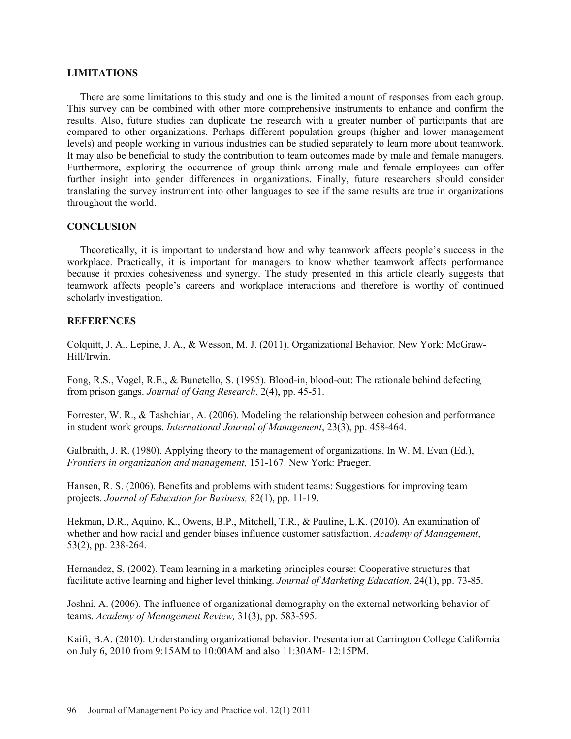## LIMITATIONS

There are some limitations to this study and one is the limited amount of responses from each group. This survey can be combined with other more comprehensive instruments to enhance and confirm the results. Also, future studies can duplicate the research with a greater number of participants that are compared to other organizations. Perhaps different population groups (higher and lower management levels) and people working in various industries can be studied separately to learn more about teamwork. It may also be beneficial to study the contribution to team outcomes made by male and female managers. Furthermore, exploring the occurrence of group think among male and female employees can offer further insight into gender differences in organizations. Finally, future researchers should consider translating the survey instrument into other languages to see if the same results are true in organizations throughout the world.

## CONCLUSION

Theoretically, it is important to understand how and why teamwork affects people's success in the workplace. Practically, it is important for managers to know whether teamwork affects performance because it proxies cohesiveness and synergy. The study presented in this article clearly suggests that teamwork affects people's careers and workplace interactions and therefore is worthy of continued scholarly investigation.

## REFERENCES

Colquitt, J. A., Lepine, J. A., & Wesson, M. J. (2011). Organizational Behavior. New York: McGraw-Hill/Irwin.

Fong, R.S., Vogel, R.E., & Bunetello, S. (1995). Blood-in, blood-out: The rationale behind defecting from prison gangs. *Journal of Gang Research*, 2(4), pp. 45-51.

Forrester, W. R., & Tashchian, A. (2006). Modeling the relationship between cohesion and performance in student work groups. *International Journal of Management*, 23(3), pp. 458-464.

Galbraith, J. R. (1980). Applying theory to the management of organizations. In W. M. Evan (Ed.), *Frontiers in organization and management,* 151-167. New York: Praeger.

Hansen, R. S. (2006). Benefits and problems with student teams: Suggestions for improving team projects. *Journal of Education for Business,* 82(1), pp. 11-19.

Hekman, D.R., Aquino, K., Owens, B.P., Mitchell, T.R., & Pauline, L.K. (2010). An examination of whether and how racial and gender biases influence customer satisfaction. *Academy of Management*, 53(2), pp. 238-264.

Hernandez, S. (2002). Team learning in a marketing principles course: Cooperative structures that facilitate active learning and higher level thinking. *Journal of Marketing Education,* 24(1), pp. 73-85.

Joshni, A. (2006). The influence of organizational demography on the external networking behavior of teams. *Academy of Management Review,* 31(3), pp. 583-595.

Kaifi, B.A. (2010). Understanding organizational behavior. Presentation at Carrington College California on July 6, 2010 from 9:15AM to 10:00AM and also 11:30AM- 12:15PM.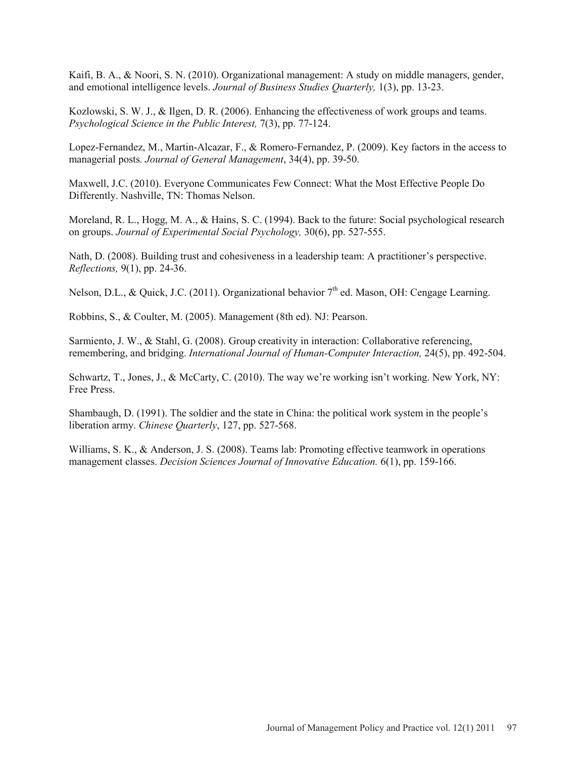Kaifi, B. A., & Noori, S. N. (2010). Organizational management: A study on middle managers, gender, and emotional intelligence levels. *Journal of Business Studies Quarterly,* 1(3), pp. 13-23.

Kozlowski, S. W. J., & Ilgen, D. R. (2006). Enhancing the effectiveness of work groups and teams. *Psychological Science in the Public Interest,* 7(3), pp. 77-124.

Lopez-Fernandez, M., Martin-Alcazar, F., & Romero-Fernandez, P. (2009). Key factors in the access to managerial posts*. Journal of General Management*, 34(4), pp. 39-50.

Maxwell, J.C. (2010). Everyone Communicates Few Connect: What the Most Effective People Do Differently. Nashville, TN: Thomas Nelson.

Moreland, R. L., Hogg, M. A., & Hains, S. C. (1994). Back to the future: Social psychological research on groups. *Journal of Experimental Social Psychology,* 30(6), pp. 527-555.

Nath, D. (2008). Building trust and cohesiveness in a leadership team: A practitioner's perspective. *Reflections,* 9(1), pp. 24-36.

Nelson, D.L., & Quick, J.C. (2011). Organizational behavior 7th ed. Mason, OH: Cengage Learning.

Robbins, S., & Coulter, M. (2005). Management (8th ed). NJ: Pearson.

Sarmiento, J. W., & Stahl, G. (2008). Group creativity in interaction: Collaborative referencing, remembering, and bridging. *International Journal of Human-Computer Interaction,* 24(5), pp. 492-504.

Schwartz, T., Jones, J., & McCarty, C. (2010). The way we're working isn't working. New York, NY: Free Press.

Shambaugh, D. (1991). The soldier and the state in China: the political work system in the people's liberation army. *Chinese Quarterly*, 127, pp. 527-568.

Williams, S. K., & Anderson, J. S. (2008). Teams lab: Promoting effective teamwork in operations management classes. *Decision Sciences Journal of Innovative Education.* 6(1), pp. 159-166.